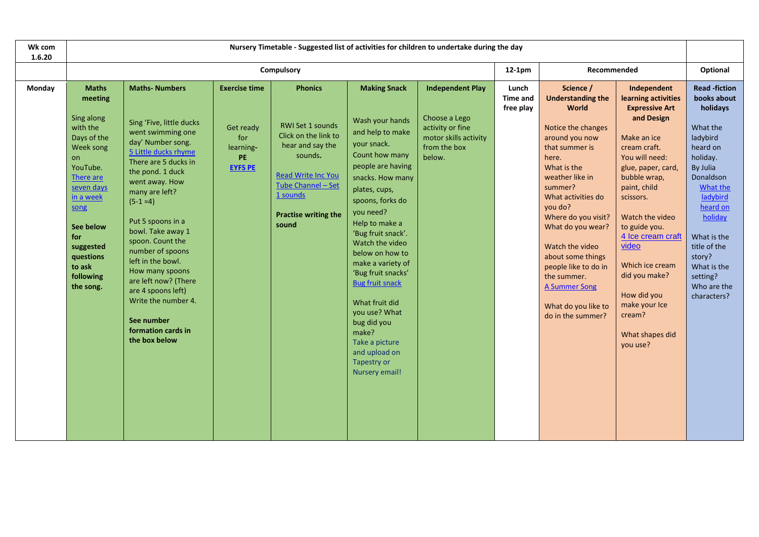| Wk com 1.6.20 | Nursery Timetable - Suggested list of activities for children to undertake during the day | | | | | | | | | |
|---|---|---|---|---|---|---|---|---|---|---|
| | Compulsory | | | | | | 12-1pm | Recommended | | Optional |
| Monday | **Maths meeting**<br><br>Sing along with the Days of the Week song on YouTube. There are seven days in a week song<br><br>**See below for suggested questions to ask following the song.** | **Maths- Numbers**<br><br>Sing 'Five, little ducks went swimming one day' Number song. 5 Little ducks rhyme<br>There are 5 ducks in the pond. 1 duck went away. How many are left? (5-1 =4)<br><br>Put 5 spoons in a bowl. Take away 1 spoon. Count the number of spoons left in the bowl. How many spoons are left now? (There are 4 spoons left) Write the number 4.<br><br>**See number formation cards in the box below** | **Exercise time**<br><br>Get ready for learning- **PE**<br>**EYFS PE** | **Phonics**<br><br>RWI Set 1 sounds Click on the link to hear and say the sounds.<br><br>Read Write Inc You Tube Channel – Set 1 sounds<br><br>**Practise writing the sound** | **Making Snack**<br><br>Wash your hands and help to make your snack.<br>Count how many people are having snacks. How many plates, cups, spoons, forks do you need?<br>Help to make a 'Bug fruit snack'. Watch the video below on how to make a variety of 'Bug fruit snacks' Bug fruit snack<br><br>What fruit did you use? What bug did you make?<br>Take a picture and upload on Tapestry or Nursery email! | **Independent Play**<br><br>Choose a Lego activity or fine motor skills activity from the box below. | **Lunch Time and free play** | **Science / Understanding the World**<br><br>Notice the changes around you now that summer is here.<br>What is the weather like in summer?<br>What activities do you do?<br>Where do you visit?<br>What do you wear?<br><br>Watch the video about some things people like to do in the summer.<br>A Summer Song<br><br>What do you like to do in the summer? | **Independent learning activities Expressive Art and Design**<br><br>Make an ice cream craft.<br>You will need: glue, paper, card, bubble wrap, paint, child scissors.<br><br>Watch the video to guide you.<br>4 Ice cream craft video<br><br>Which ice cream did you make?<br><br>How did you make your Ice cream?<br><br>What shapes did you use? | **Read -fiction books about holidays**<br><br>What the ladybird heard on holiday. By Julia Donaldson<br>What the ladybird heard on holiday<br><br>What is the title of the story?<br>What is the setting?<br>Who are the characters? |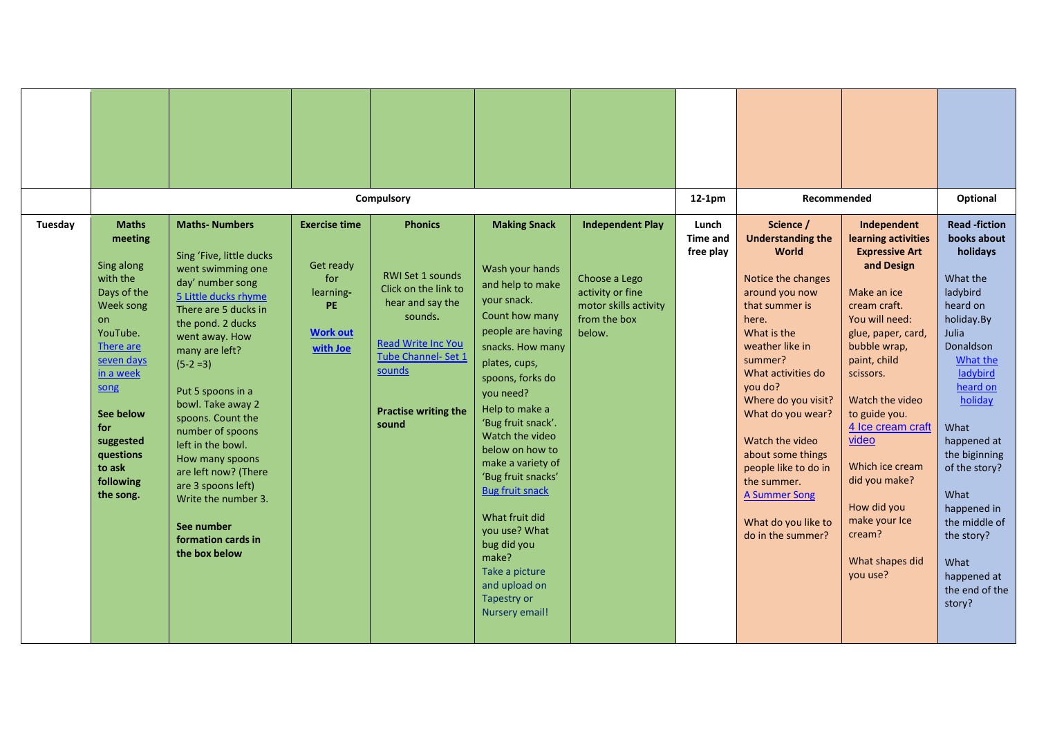| | | | | | | | | | | | |
|---|---|---|---|---|---|---|---|---|---|---|---|
| | | | | | | | | | | | |
| | Compulsory | | | | | | | 12-1pm | Recommended | | Optional |
| **Tuesday** | **Maths meeting**<br><br>Sing along with the Days of the Week song on YouTube.<br>There are seven days in a week song<br><br>**See below for suggested questions to ask following the song.** | **Maths- Numbers**<br><br>Sing 'Five, little ducks went swimming one day' number song<br>5 Little ducks rhyme<br>There are 5 ducks in the pond. 2 ducks went away. How many are left?<br>(5-2 =3)<br><br>Put 5 spoons in a bowl. Take away 2 spoons. Count the number of spoons left in the bowl.<br>How many spoons are left now? (There are 3 spoons left)<br>Write the number 3.<br><br>**See number formation cards in the box below** | **Exercise time**<br><br>Get ready for learning- **PE**<br><br>**Work out with Joe** | **Phonics**<br><br>RWI Set 1 sounds<br>Click on the link to hear and say the sounds**.**<br><br>Read Write Inc You Tube Channel- Set 1 sounds<br><br>**Practise writing the sound** | **Making Snack**<br><br>Wash your hands and help to make your snack.<br>Count how many people are having snacks. How many plates, cups, spoons, forks do you need?<br>Help to make a 'Bug fruit snack'.<br>Watch the video below on how to make a variety of 'Bug fruit snacks'<br>Bug fruit snack<br><br>What fruit did you use? What bug did you make?<br>Take a picture and upload on Tapestry or Nursery email! | **Independent Play**<br><br>Choose a Lego activity or fine motor skills activity from the box below. | **Lunch Time and free play** | **Science / Understanding the World**<br><br>Notice the changes around you now that summer is here.<br>What is the weather like in summer?<br>What activities do you do?<br>Where do you visit?<br>What do you wear?<br><br>Watch the video about some things people like to do in the summer.<br>A Summer Song<br><br>What do you like to do in the summer? | **Independent learning activities Expressive Art and Design**<br><br>Make an ice cream craft.<br>You will need: glue, paper, card, bubble wrap, paint, child scissors.<br><br>Watch the video to guide you.<br>4 Ice cream craft video<br><br>Which ice cream did you make?<br><br>How did you make your Ice cream?<br><br>What shapes did you use? | **Read -fiction books about holidays**<br><br>What the ladybird heard on holiday.By Julia Donaldson<br>What the ladybird heard on holiday<br><br>What happened at the beginning of the story?<br><br>What happened in the middle of the story?<br><br>What happened at the end of the story? |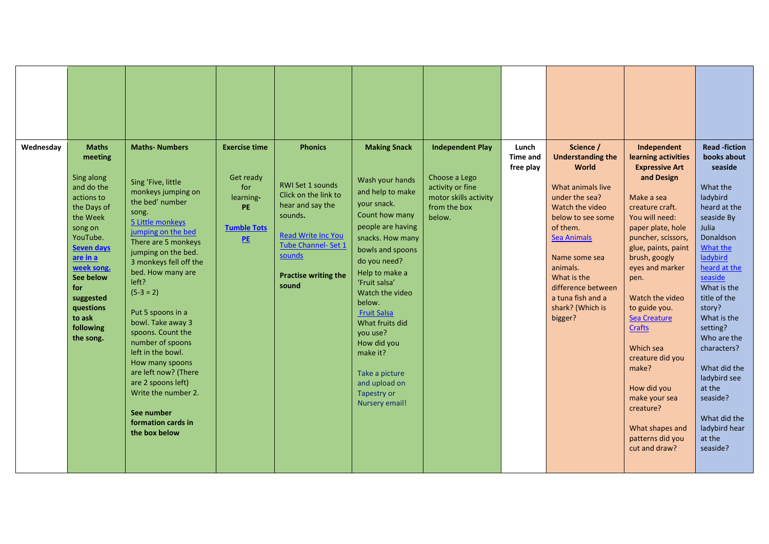| | | | | | | | | | | |
|---|---|---|---|---|---|---|---|---|---|---|
| | | | | | | | | | | |
| **Wednesday** | **Maths meeting**<br><br>Sing along and do the actions to the Days of the Week song on YouTube. **Seven days are in a week song.** **See below for suggested questions to ask following the song.** | **Maths- Numbers**<br><br>Sing 'Five, little monkeys jumping on the bed' number song.<br>5 Little monkeys jumping on the bed<br>There are 5 monkeys jumping on the bed. 3 monkeys fell off the bed. How many are left?<br>(5-3 = 2)<br><br>Put 5 spoons in a bowl. Take away 3 spoons. Count the number of spoons left in the bowl. How many spoons are left now? (There are 2 spoons left) Write the number 2.<br><br>**See number formation cards in the box below** | **Exercise time**<br><br>Get ready for learning- **PE**<br><br>**Tumble Tots PE** | **Phonics**<br><br>RWI Set 1 sounds Click on the link to hear and say the sounds.<br><br>Read Write Inc You Tube Channel- Set 1 sounds<br><br>**Practise writing the sound** | **Making Snack**<br><br>Wash your hands and help to make your snack. Count how many people are having snacks. How many bowls and spoons do you need?<br>Help to make a 'Fruit salsa'<br>Watch the video below.<br>Fruit Salsa<br>What fruits did you use?<br>How did you make it?<br><br>Take a picture and upload on Tapestry or Nursery email! | **Independent Play**<br><br>Choose a Lego activity or fine motor skills activity from the box below. | **Lunch Time and free play** | **Science / Understanding the World**<br><br>What animals live under the sea? Watch the video below to see some of them.<br>Sea Animals<br><br>Name some sea animals.<br>What is the difference between a tuna fish and a shark? (Which is bigger? | **Independent learning activities Expressive Art and Design**<br><br>Make a sea creature craft.<br>You will need: paper plate, hole puncher, scissors, glue, paints, paint brush, googly eyes and marker pen.<br><br>Watch the video to guide you.<br>Sea Creature Crafts<br><br>Which sea creature did you make?<br><br>How did you make your sea creature?<br><br>What shapes and patterns did you cut and draw? | **Read -fiction books about seaside**<br><br>What the ladybird heard at the seaside By Julia Donaldson<br>What the ladybird heard at the seaside<br>What is the title of the story?<br>What is the setting?<br>Who are the characters?<br><br>What did the ladybird see at the seaside?<br><br>What did the ladybird hear at the seaside? |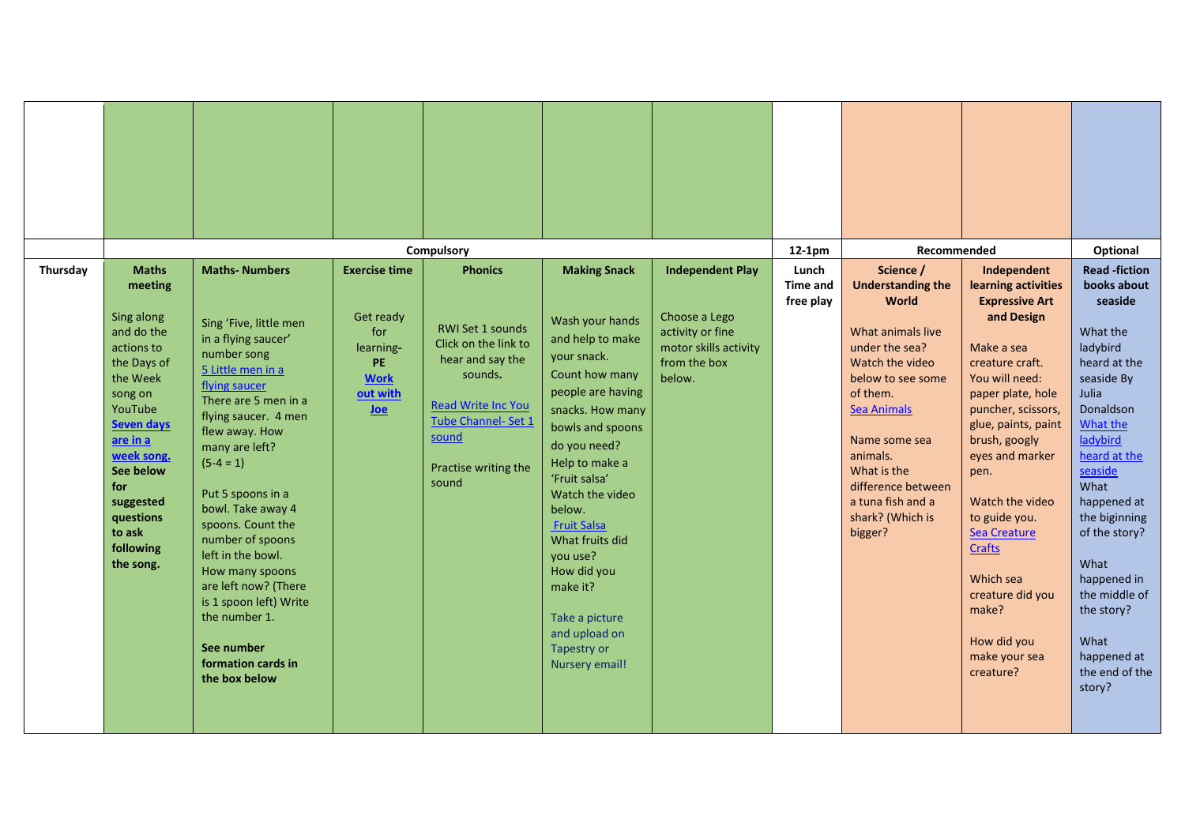| | Compulsory | | | | | | 12-1pm | Recommended | | Optional |
|---|---|---|---|---|---|---|---|---|---|---|
| **Thursday** | **Maths meeting**<br><br>Sing along and do the actions to the Days of the Week song on YouTube **Seven days are in a week song.** **See below for suggested questions to ask following the song.** | **Maths- Numbers**<br><br>Sing 'Five, little men in a flying saucer' number song 5 Little men in a flying saucer<br>There are 5 men in a flying saucer. 4 men flew away. How many are left? (5-4 = 1)<br><br>Put 5 spoons in a bowl. Take away 4 spoons. Count the number of spoons left in the bowl. How many spoons are left now? (There is 1 spoon left) Write the number 1.<br><br>**See number formation cards in the box below** | **Exercise time**<br><br>Get ready for learning- **PE** **Work out with Joe** | **Phonics**<br><br>RWI Set 1 sounds Click on the link to hear and say the sounds**.**<br><br>Read Write Inc You Tube Channel- Set 1 sound<br><br>Practise writing the sound | **Making Snack**<br><br>Wash your hands and help to make your snack. Count how many people are having snacks. How many bowls and spoons do you need? Help to make a 'Fruit salsa' Watch the video below. Fruit Salsa<br>What fruits did you use? How did you make it?<br><br>Take a picture and upload on Tapestry or Nursery email! | **Independent Play**<br><br>Choose a Lego activity or fine motor skills activity from the box below. | **Lunch Time and free play** | **Science / Understanding the World**<br><br>What animals live under the sea? Watch the video below to see some of them. Sea Animals<br><br>Name some sea animals. What is the difference between a tuna fish and a shark? (Which is bigger? | **Independent learning activities Expressive Art and Design**<br><br>Make a sea creature craft. You will need: paper plate, hole puncher, scissors, glue, paints, paint brush, googly eyes and marker pen.<br><br>Watch the video to guide you. Sea Creature Crafts<br><br>Which sea creature did you make?<br><br>How did you make your sea creature? | **Read -fiction books about seaside**<br><br>What the ladybird heard at the seaside By Julia Donaldson What the ladybird heard at the seaside<br>What happened at the beginning of the story?<br><br>What happened in the middle of the story?<br><br>What happened at the end of the story? |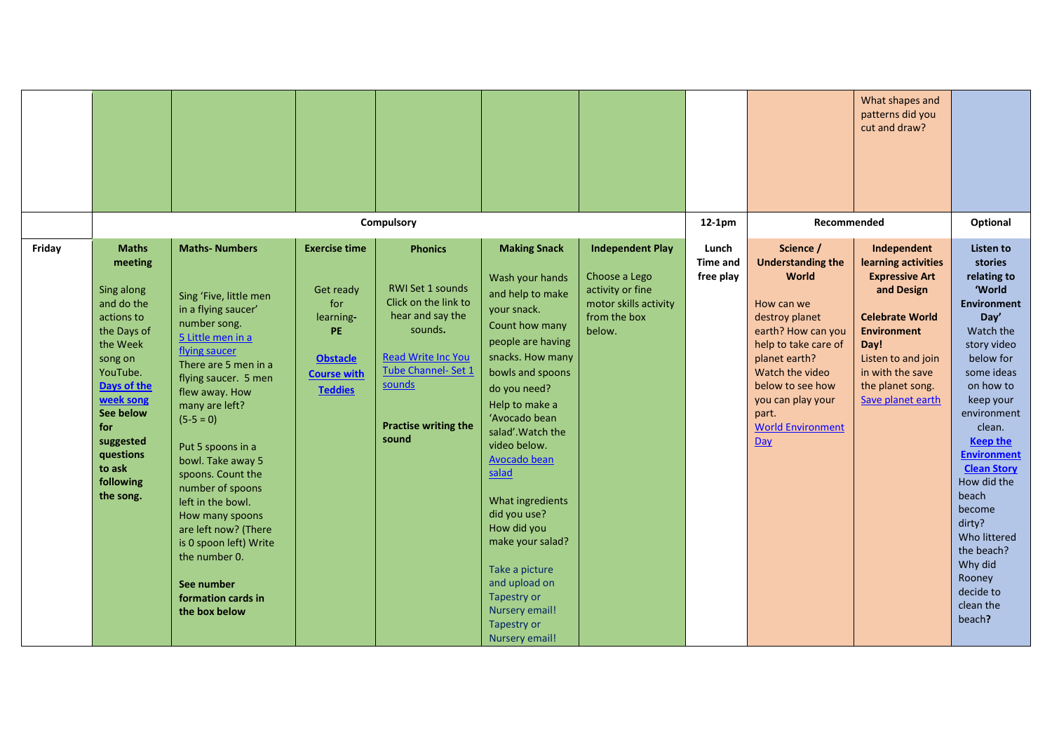| | | | | | | | | | What shapes and patterns did you cut and draw? | |
|---|---|---|---|---|---|---|---|---|---|---|
| | Compulsory | | | | | | 12-1pm | Recommended | | Optional |
| Friday | **Maths meeting**<br><br>Sing along and do the actions to the Days of the Week song on YouTube. **Days of the week song**<br>**See below for suggested questions to ask following the song.** | **Maths- Numbers**<br><br>Sing 'Five, little men in a flying saucer' number song.<br>5 Little men in a flying saucer<br>There are 5 men in a flying saucer. 5 men flew away. How many are left?<br>(5-5 = 0)<br><br>Put 5 spoons in a bowl. Take away 5 spoons. Count the number of spoons left in the bowl. How many spoons are left now? (There is 0 spoon left) Write the number 0.<br><br>**See number formation cards in the box below** | **Exercise time**<br><br>Get ready for learning- **PE**<br><br>**Obstacle Course with Teddies** | **Phonics**<br><br>RWI Set 1 sounds Click on the link to hear and say the sounds.<br><br>Read Write Inc You Tube Channel- Set 1 sounds<br><br>**Practise writing the sound** | **Making Snack**<br><br>Wash your hands and help to make your snack.<br>Count how many people are having snacks. How many bowls and spoons do you need?<br>Help to make a 'Avocado bean salad'.Watch the video below.<br>Avocado bean salad<br><br>What ingredients did you use?<br>How did you make your salad?<br><br>Take a picture and upload on Tapestry or Nursery email!<br>Tapestry or Nursery email! | **Independent Play**<br><br>Choose a Lego activity or fine motor skills activity from the box below. | **Lunch Time and free play** | **Science / Understanding the World**<br><br>How can we destroy planet earth? How can you help to take care of planet earth?<br>Watch the video below to see how you can play your part.<br>World Environment Day | **Independent learning activities Expressive Art and Design**<br><br>**Celebrate World Environment Day!**<br>Listen to and join in with the save the planet song.<br>Save planet earth | **Listen to stories relating to 'World Environment Day'**<br>Watch the story video below for some ideas on how to keep your environment clean.<br>**Keep the Environment Clean Story**<br>How did the beach become dirty?<br>Who littered the beach?<br>Why did Rooney decide to clean the beach**?** |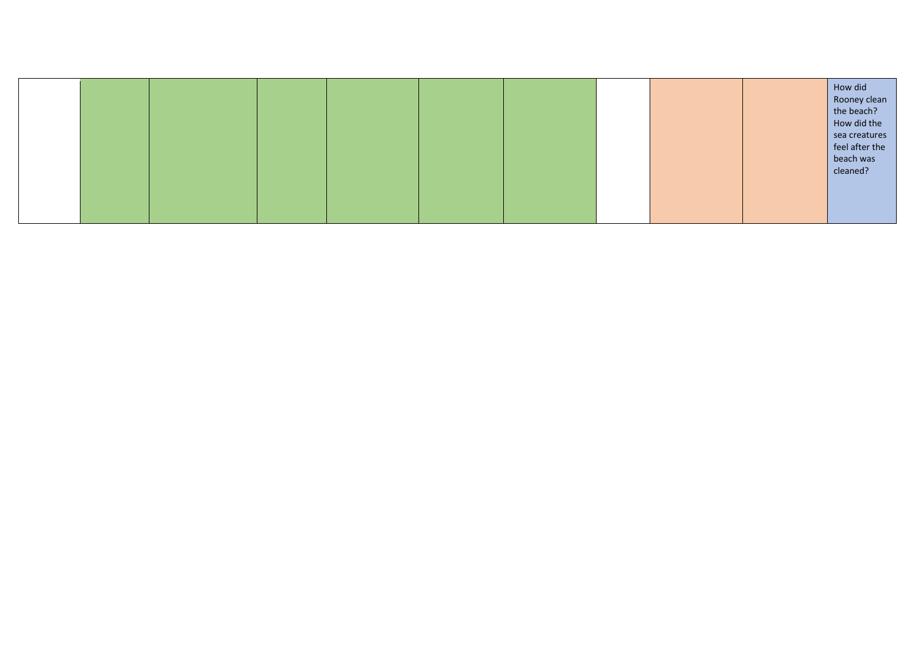| | | | | | | | | | | |
|---|---|---|---|---|---|---|---|---|---|---|
| | | | | | | | | | | How did Rooney clean the beach? How did the sea creatures feel after the beach was cleaned? |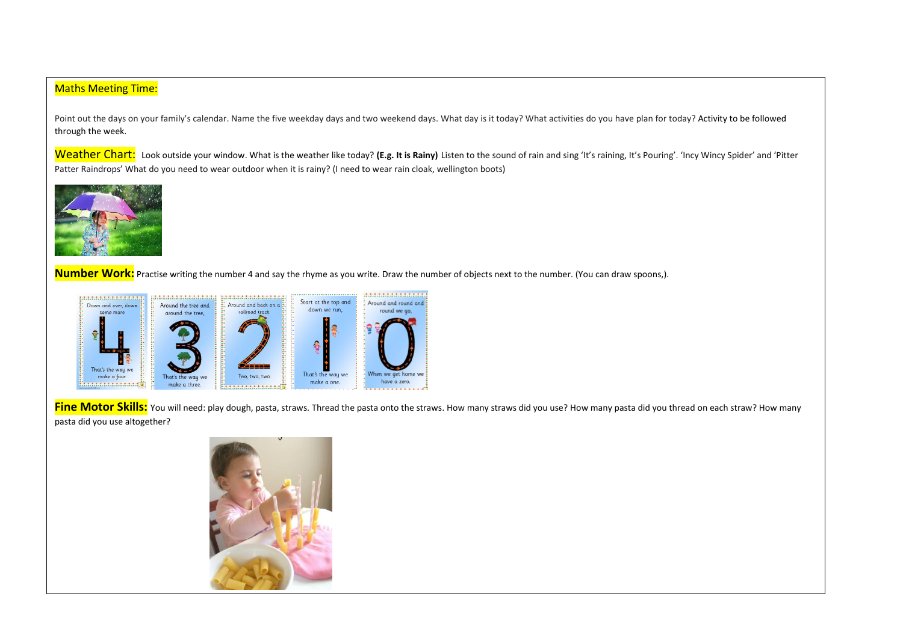**Maths Meeting Time:**

Point out the days on your family's calendar. Name the five weekday days and two weekend days. What day is it today? What activities do you have plan for today? Activity to be followed through the week.

**Weather Chart:** Look outside your window. What is the weather like today? **(E.g. It is Rainy)** Listen to the sound of rain and sing 'It's raining, It's Pouring'. 'Incy Wincy Spider' and 'Pitter Patter Raindrops' What do you need to wear outdoor when it is rainy? (I need to wear rain cloak, wellington boots)

**Number Work:** Practise writing the number 4 and say the rhyme as you write. Draw the number of objects next to the number. (You can draw spoons,).

**Fine Motor Skills:** You will need: play dough, pasta, straws. Thread the pasta onto the straws. How many straws did you use? How many pasta did you thread on each straw? How many pasta did you use altogether?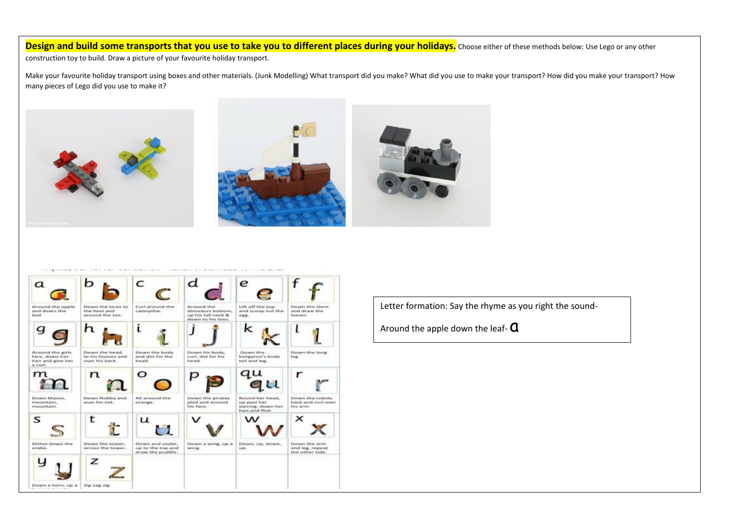**Design and build some transports that you use to take you to different places during your holidays.** Choose either of these methods below: Use Lego or any other construction toy to build. Draw a picture of your favourite holiday transport.

Make your favourite holiday transport using boxes and other materials. (Junk Modelling) What transport did you make? What did you use to make your transport? How did you make your transport? How many pieces of Lego did you use to make it?

| | | | | | |
|---|---|---|---|---|---|
| a — Around the apple and down the leaf. | b — Down the laces to the heel and around the toe. | c — Curl around the caterpillar. | d — Around the dinosaurs bottom, up his tall neck & down to his toes. | e — Lift off the top and scoop out the egg. | f — Down the stem and draw the leaves. |
| g — Around the girls face, down her hair and give her a curl. | h — Down the head, to his hooves and over his back. | i — Down the body and dot for the head. | j — Down his body, curl, dot for his head. | k — Down the kangaroo's body tail and leg. | l — Down the long leg. |
| m — Down Maisie, mountain, mountain. | n — Down Nobby and over his net. | o — All around the orange. | p — Down the pirates plait and around his face. | qu — Round her head, up past her earring, down her hair and flick. | r — Down the robots back and curl over his arm. |
| s — Slither down the snake. | t — Down the tower, across the tower. | u — Down and under, up to the top and draw the puddle. | v — Down a wing, up a wing. | w — Down, up, down, up. | x — Down the arm and leg, repeat the other side. |
| y — Down a horn, up a horn and under... | z — Zig-zag-zig. | | | | |

Letter formation: Say the rhyme as you right the sound-

Around the apple down the leaf- a